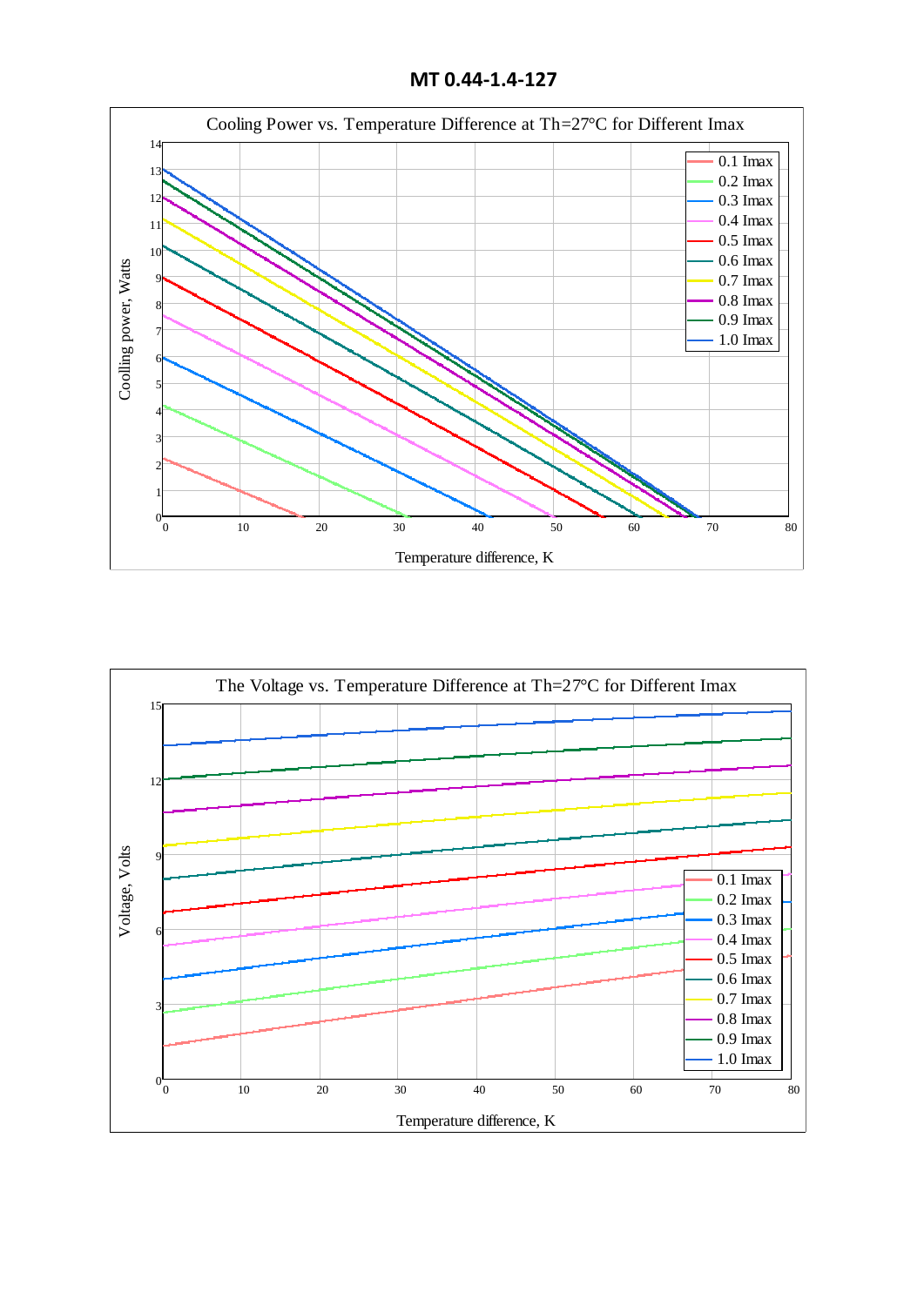# MT 0.44-1.4-127

Cooling Power vs. Temperature Difference at Th=27°C for Different Imax

Coolling power, Watts

Temperature difference, K

0.1 Imax
0.2 Imax
0.3 Imax
0.4 Imax
0.5 Imax
0.6 Imax
0.7 Imax
0.8 Imax
0.9 Imax
1.0 Imax

The Voltage vs. Temperature Difference at Th=27°C for Different Imax

Voltage, Volts

Temperature difference, K

0.1 Imax
0.2 Imax
0.3 Imax
0.4 Imax
0.5 Imax
0.6 Imax
0.7 Imax
0.8 Imax
0.9 Imax
1.0 Imax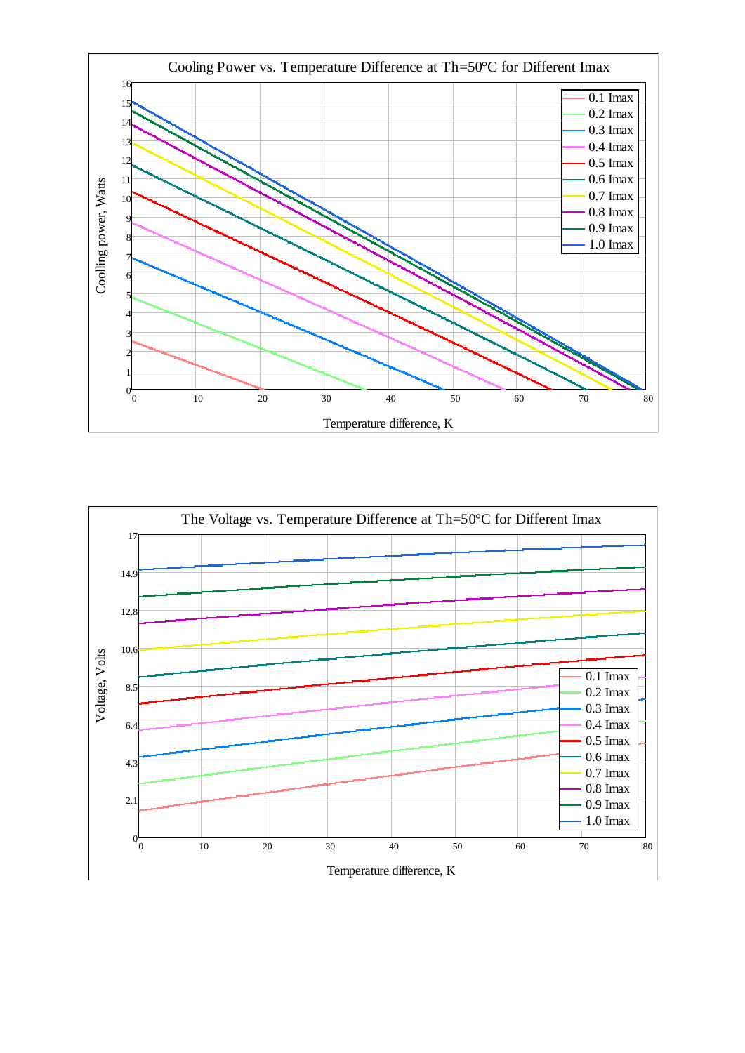Cooling Power vs. Temperature Difference at Th=50°C for Different Imax

Coolling power, Watts

16
15
14
13
12
11
10
9
8
7
6
5
4
3
2
1
0

0
10
20
30
40
50
60
70
80

Temperature difference, K

0.1 Imax
0.2 Imax
0.3 Imax
0.4 Imax
0.5 Imax
0.6 Imax
0.7 Imax
0.8 Imax
0.9 Imax
1.0 Imax

The Voltage vs. Temperature Difference at Th=50°C for Different Imax

Voltage, Volts

17
14.9
12.8
10.6
8.5
6.4
4.3
2.1
0

0
10
20
30
40
50
60
70
80

Temperature difference, K

0.1 Imax
0.2 Imax
0.3 Imax
0.4 Imax
0.5 Imax
0.6 Imax
0.7 Imax
0.8 Imax
0.9 Imax
1.0 Imax